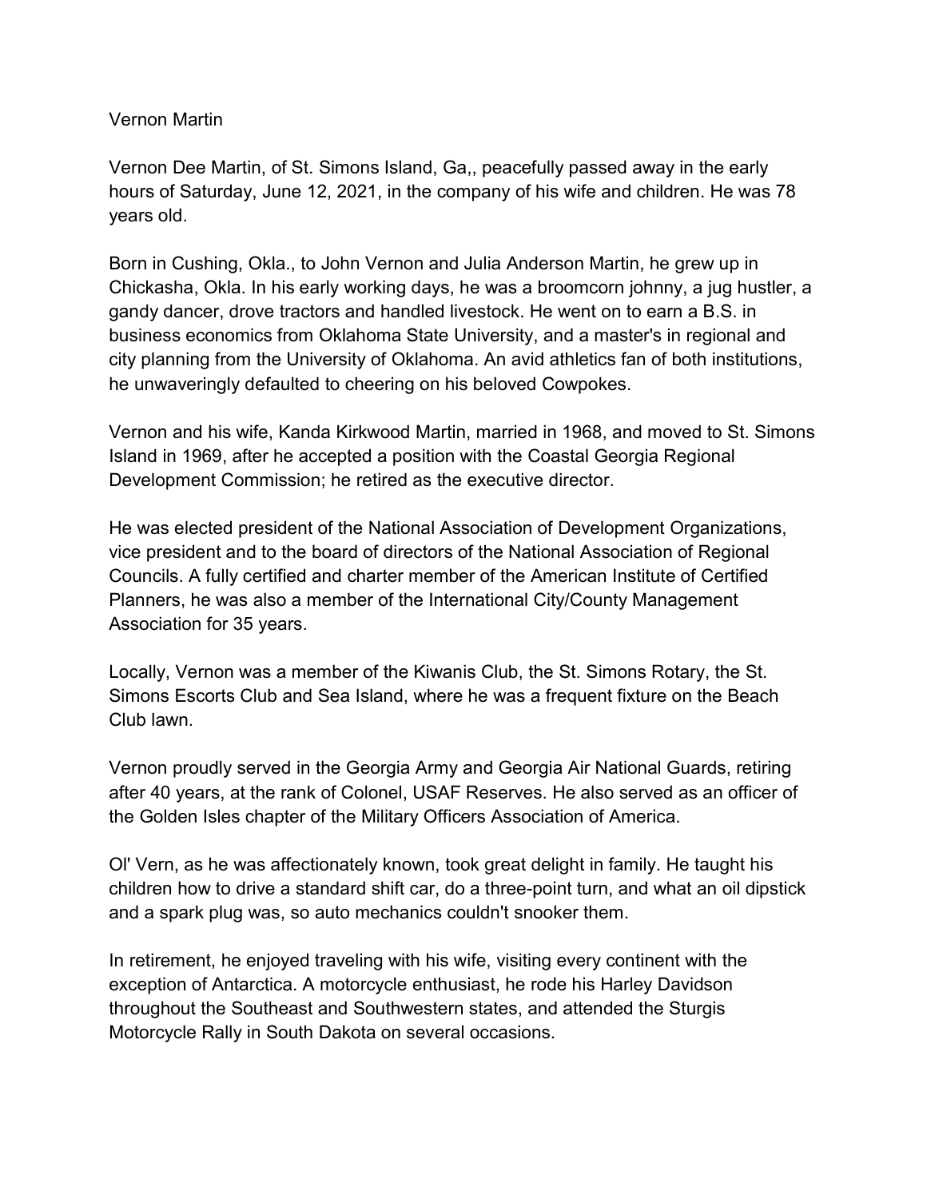# Vernon Martin

Vernon Dee Martin, of St. Simons Island, Ga,, peacefully passed away in the early hours of Saturday, June 12, 2021, in the company of his wife and children. He was 78 years old.

Born in Cushing, Okla., to John Vernon and Julia Anderson Martin, he grew up in Chickasha, Okla. In his early working days, he was a broomcorn johnny, a jug hustler, a gandy dancer, drove tractors and handled livestock. He went on to earn a B.S. in business economics from Oklahoma State University, and a master's in regional and city planning from the University of Oklahoma. An avid athletics fan of both institutions, he unwaveringly defaulted to cheering on his beloved Cowpokes.

Vernon and his wife, Kanda Kirkwood Martin, married in 1968, and moved to St. Simons Island in 1969, after he accepted a position with the Coastal Georgia Regional Development Commission; he retired as the executive director.

He was elected president of the National Association of Development Organizations, vice president and to the board of directors of the National Association of Regional Councils. A fully certified and charter member of the American Institute of Certified Planners, he was also a member of the International City/County Management Association for 35 years.

Locally, Vernon was a member of the Kiwanis Club, the St. Simons Rotary, the St. Simons Escorts Club and Sea Island, where he was a frequent fixture on the Beach Club lawn.

Vernon proudly served in the Georgia Army and Georgia Air National Guards, retiring after 40 years, at the rank of Colonel, USAF Reserves. He also served as an officer of the Golden Isles chapter of the Military Officers Association of America.

Ol' Vern, as he was affectionately known, took great delight in family. He taught his children how to drive a standard shift car, do a three-point turn, and what an oil dipstick and a spark plug was, so auto mechanics couldn't snooker them.

In retirement, he enjoyed traveling with his wife, visiting every continent with the exception of Antarctica. A motorcycle enthusiast, he rode his Harley Davidson throughout the Southeast and Southwestern states, and attended the Sturgis Motorcycle Rally in South Dakota on several occasions.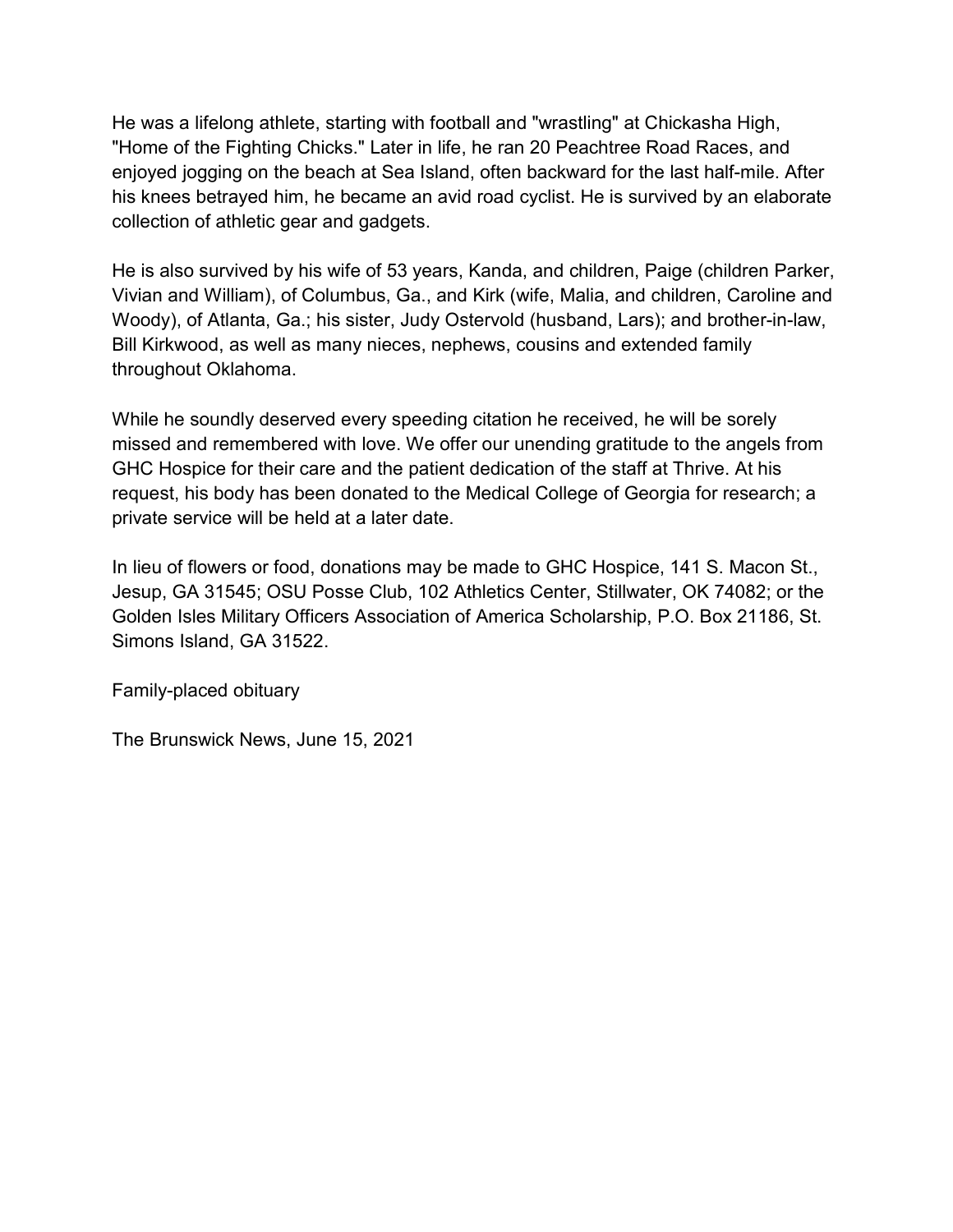He was a lifelong athlete, starting with football and "wrastling" at Chickasha High, "Home of the Fighting Chicks." Later in life, he ran 20 Peachtree Road Races, and enjoyed jogging on the beach at Sea Island, often backward for the last half-mile. After his knees betrayed him, he became an avid road cyclist. He is survived by an elaborate collection of athletic gear and gadgets.

He is also survived by his wife of 53 years, Kanda, and children, Paige (children Parker, Vivian and William), of Columbus, Ga., and Kirk (wife, Malia, and children, Caroline and Woody), of Atlanta, Ga.; his sister, Judy Ostervold (husband, Lars); and brother-in-law, Bill Kirkwood, as well as many nieces, nephews, cousins and extended family throughout Oklahoma.

While he soundly deserved every speeding citation he received, he will be sorely missed and remembered with love. We offer our unending gratitude to the angels from GHC Hospice for their care and the patient dedication of the staff at Thrive. At his request, his body has been donated to the Medical College of Georgia for research; a private service will be held at a later date.

In lieu of flowers or food, donations may be made to GHC Hospice, 141 S. Macon St., Jesup, GA 31545; OSU Posse Club, 102 Athletics Center, Stillwater, OK 74082; or the Golden Isles Military Officers Association of America Scholarship, P.O. Box 21186, St. Simons Island, GA 31522.

Family-placed obituary

The Brunswick News, June 15, 2021